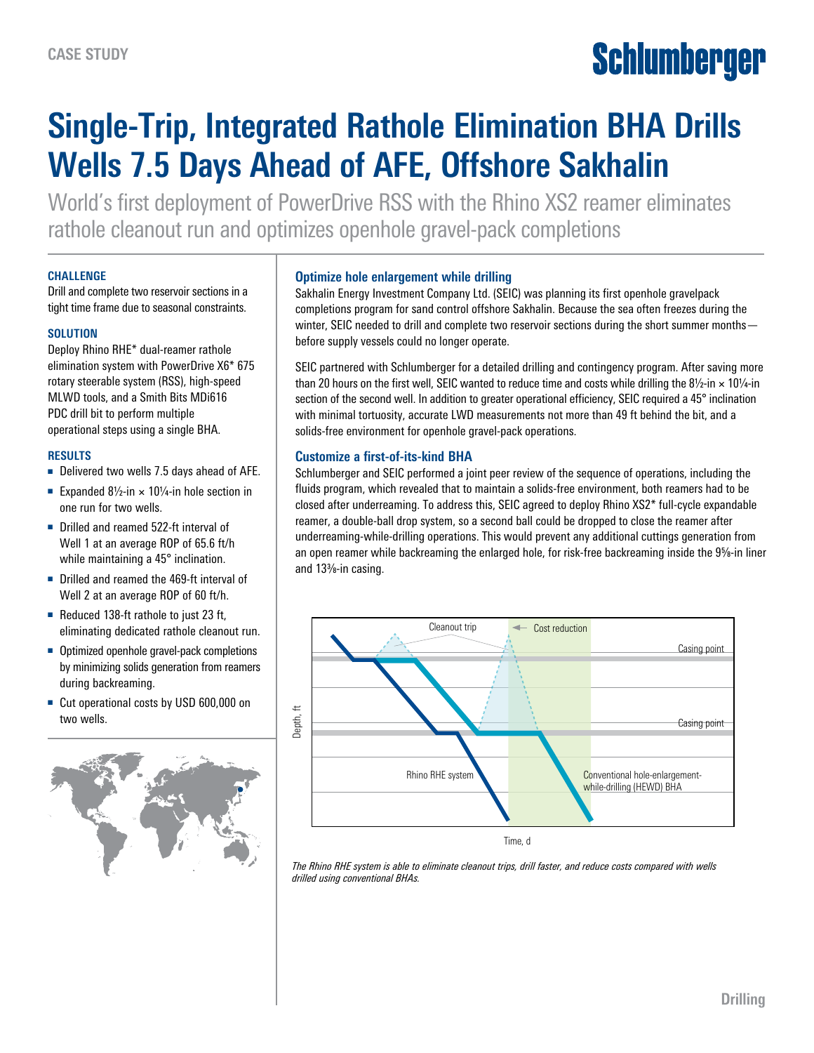CASE STUDY

# Single-Trip, Integrated Rathole Elimination BHA Drills Wells 7.5 Days Ahead of AFE, Offshore Sakhalin

World's first deployment of PowerDrive RSS with the Rhino XS2 reamer eliminates rathole cleanout run and optimizes openhole gravel-pack completions

### CHALLENGE

Drill and complete two reservoir sections in a tight time frame due to seasonal constraints.

### SOLUTION

Deploy Rhino RHE* dual-reamer rathole elimination system with PowerDrive X6* 675 rotary steerable system (RSS), high-speed MLWD tools, and a Smith Bits MDi616 PDC drill bit to perform multiple operational steps using a single BHA.

### RESULTS

- Delivered two wells 7.5 days ahead of AFE.
- Expanded 8½-in × 10¼-in hole section in one run for two wells.
- Drilled and reamed 522-ft interval of Well 1 at an average ROP of 65.6 ft/h while maintaining a 45° inclination.
- Drilled and reamed the 469-ft interval of Well 2 at an average ROP of 60 ft/h.
- Reduced 138-ft rathole to just 23 ft, eliminating dedicated rathole cleanout run.
- Optimized openhole gravel-pack completions by minimizing solids generation from reamers during backreaming.
- Cut operational costs by USD 600,000 on two wells.

## Optimize hole enlargement while drilling

Sakhalin Energy Investment Company Ltd. (SEIC) was planning its first openhole gravelpack completions program for sand control offshore Sakhalin. Because the sea often freezes during the winter, SEIC needed to drill and complete two reservoir sections during the short summer months—before supply vessels could no longer operate.

SEIC partnered with Schlumberger for a detailed drilling and contingency program. After saving more than 20 hours on the first well, SEIC wanted to reduce time and costs while drilling the 8½-in × 10¼-in section of the second well. In addition to greater operational efficiency, SEIC required a 45° inclination with minimal tortuosity, accurate LWD measurements not more than 49 ft behind the bit, and a solids-free environment for openhole gravel-pack operations.

## Customize a first-of-its-kind BHA

Schlumberger and SEIC performed a joint peer review of the sequence of operations, including the fluids program, which revealed that to maintain a solids-free environment, both reamers had to be closed after underreaming. To address this, SEIC agreed to deploy Rhino XS2* full-cycle expandable reamer, a double-ball drop system, so a second ball could be dropped to close the reamer after underreaming-while-drilling operations. This would prevent any additional cuttings generation from an open reamer while backreaming the enlarged hole, for risk-free backreaming inside the 9⅝-in liner and 13⅜-in casing.

*The Rhino RHE system is able to eliminate cleanout trips, drill faster, and reduce costs compared with wells drilled using conventional BHAs.*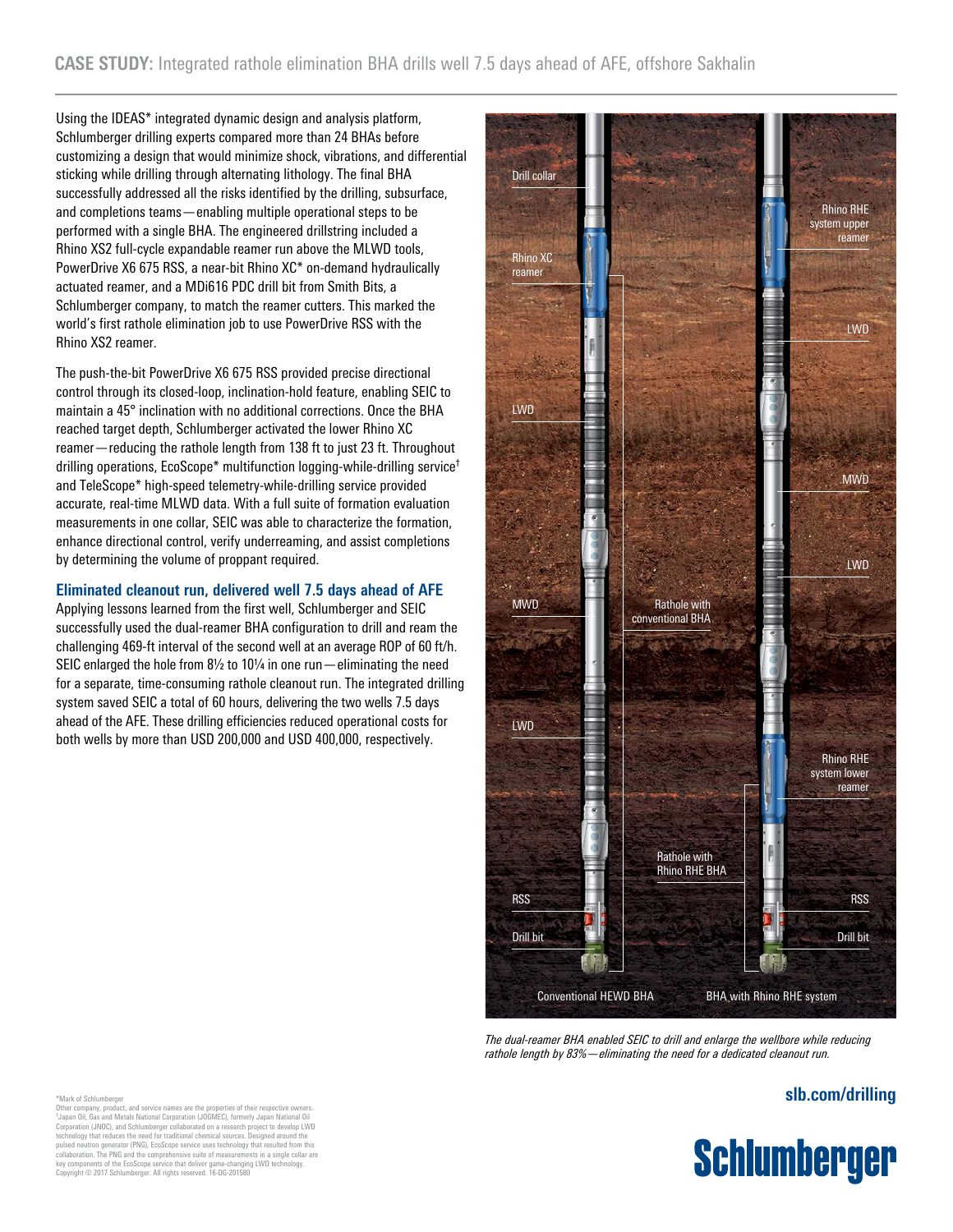## CASE STUDY: Integrated rathole elimination BHA drills well 7.5 days ahead of AFE, offshore Sakhalin

Using the IDEAS* integrated dynamic design and analysis platform, Schlumberger drilling experts compared more than 24 BHAs before customizing a design that would minimize shock, vibrations, and differential sticking while drilling through alternating lithology. The final BHA successfully addressed all the risks identified by the drilling, subsurface, and completions teams—enabling multiple operational steps to be performed with a single BHA. The engineered drillstring included a Rhino XS2 full-cycle expandable reamer run above the MLWD tools, PowerDrive X6 675 RSS, a near-bit Rhino XC* on-demand hydraulically actuated reamer, and a MDi616 PDC drill bit from Smith Bits, a Schlumberger company, to match the reamer cutters. This marked the world's first rathole elimination job to use PowerDrive RSS with the Rhino XS2 reamer.

The push-the-bit PowerDrive X6 675 RSS provided precise directional control through its closed-loop, inclination-hold feature, enabling SEIC to maintain a 45° inclination with no additional corrections. Once the BHA reached target depth, Schlumberger activated the lower Rhino XC reamer—reducing the rathole length from 138 ft to just 23 ft. Throughout drilling operations, EcoScope* multifunction logging-while-drilling service† and TeleScope* high-speed telemetry-while-drilling service provided accurate, real-time MLWD data. With a full suite of formation evaluation measurements in one collar, SEIC was able to characterize the formation, enhance directional control, verify underreaming, and assist completions by determining the volume of proppant required.

### Eliminated cleanout run, delivered well 7.5 days ahead of AFE

Applying lessons learned from the first well, Schlumberger and SEIC successfully used the dual-reamer BHA configuration to drill and ream the challenging 469-ft interval of the second well at an average ROP of 60 ft/h. SEIC enlarged the hole from 8½ to 10¼ in one run—eliminating the need for a separate, time-consuming rathole cleanout run. The integrated drilling system saved SEIC a total of 60 hours, delivering the two wells 7.5 days ahead of the AFE. These drilling efficiencies reduced operational costs for both wells by more than USD 200,000 and USD 400,000, respectively.

Drill collar
Rhino XC reamer
LWD
MWD
LWD
RSS
Drill bit
Rathole with conventional BHA
Conventional HEWD BHA

Rhino RHE system upper reamer
LWD
MWD
LWD
Rhino RHE system lower reamer
Rathole with Rhino RHE BHA
RSS
Drill bit
BHA with Rhino RHE system

*The dual-reamer BHA enabled SEIC to drill and enlarge the wellbore while reducing rathole length by 83%—eliminating the need for a dedicated cleanout run.*

slb.com/drilling

*Mark of Schlumberger
Other company, product, and service names are the properties of their respective owners.
†Japan Oil, Gas and Metals National Corporation (JOGMEC), formerly Japan National Oil Corporation (JNOC), and Schlumberger collaborated on a research project to develop LWD technology that reduces the need for traditional chemical sources. Designed around the pulsed neutron generator (PNG), EcoScope service uses technology that resulted from this collaboration. The PNG and the comprehensive suite of measurements in a single collar are key components of the EcoScope service that deliver game-changing LWD technology.
Copyright © 2017 Schlumberger. All rights reserved. 16-DG-201580

Schlumberger